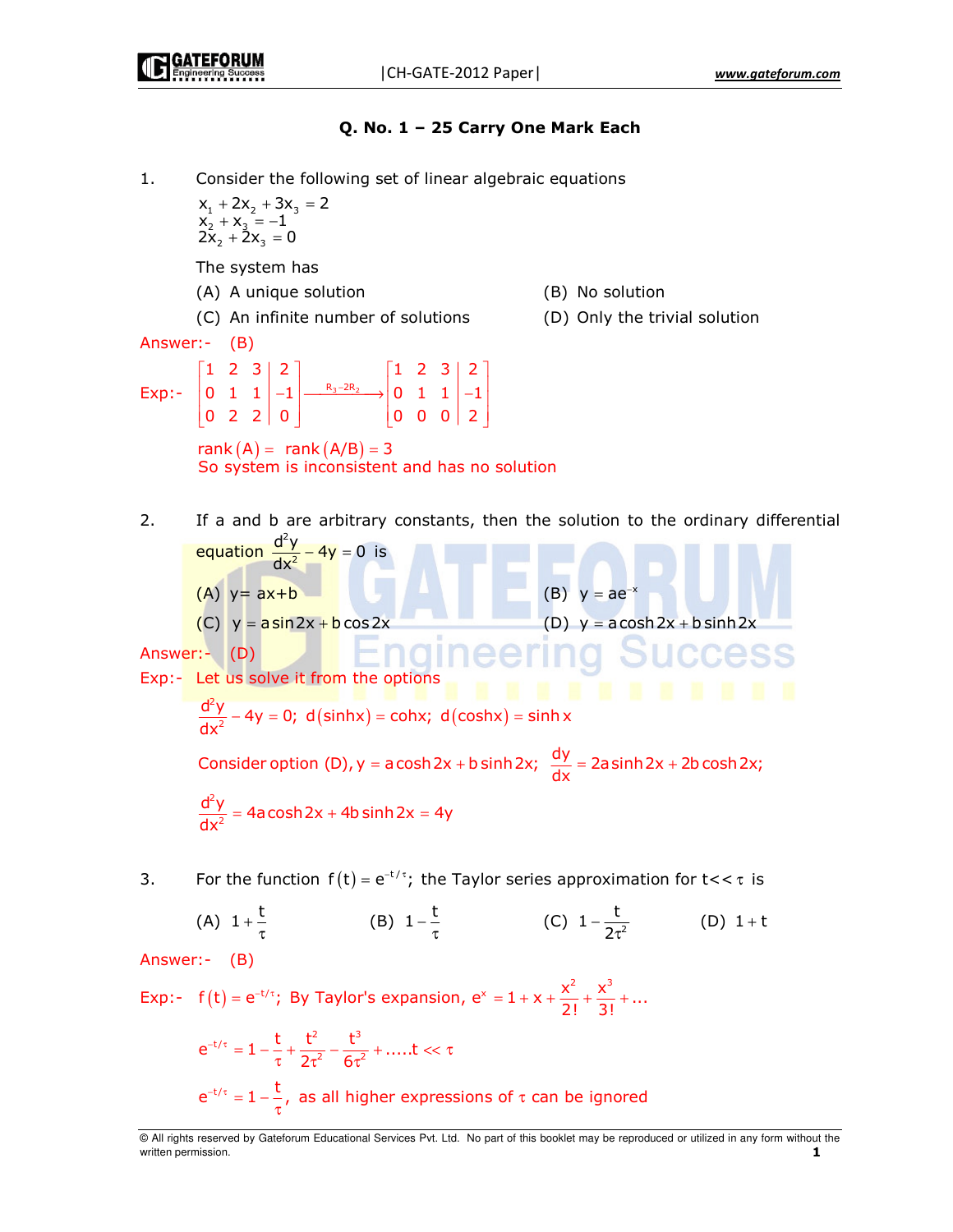## Q. No. 1 – 25 Carry One Mark Each

1. Consider the following set of linear algebraic equations

$$x_1 + 2x_2 + 3x_3 = 2$$
$$x_2 + x_3 = -1$$
$$2x_2 + 2x_3 = 0$$

The system has

(A) A unique solution (B) No solution

(C) An infinite number of solutions (D) Only the trivial solution

Answer:- (B)

Exp:-
$$\left[\begin{array}{ccc|c} 1 & 2 & 3 & 2 \\ 0 & 1 & 1 & -1 \\ 0 & 2 & 2 & 0 \end{array}\right] \xrightarrow{R_3 - 2R_2} \left[\begin{array}{ccc|c} 1 & 2 & 3 & 2 \\ 0 & 1 & 1 & -1 \\ 0 & 0 & 0 & 2 \end{array}\right]$$

$\text{rank}(A) = \text{rank}(A/B) = 3$

So system is inconsistent and has no solution

2. If a and b are arbitrary constants, then the solution to the ordinary differential equation $\frac{d^2y}{dx^2} - 4y = 0$ is

(A) $y = ax + b$ (B) $y = ae^{-x}$

(C) $y = a\sin 2x + b\cos 2x$ (D) $y = a\cosh 2x + b\sinh 2x$

Answer:- (D)

Exp:- Let us solve it from the options

$\frac{d^2y}{dx^2} - 4y = 0;\ d(\sinh x) = \text{coh}x;\ d(\cosh x) = \sinh x$

Consider option (D), $y = a\cosh 2x + b\sinh 2x;\ \frac{dy}{dx} = 2a\sinh 2x + 2b\cosh 2x;$

$\frac{d^2y}{dx^2} = 4a\cosh 2x + 4b\sinh 2x = 4y$

3. For the function $f(t) = e^{-t/\tau}$; the Taylor series approximation for $t << \tau$ is

(A) $1 + \frac{t}{\tau}$ (B) $1 - \frac{t}{\tau}$ (C) $1 - \frac{t}{2\tau^2}$ (D) $1 + t$

Answer:- (B)

Exp:- $f(t) = e^{-t/\tau}$; By Taylor's expansion, $e^x = 1 + x + \frac{x^2}{2!} + \frac{x^3}{3!} + \ldots$

$e^{-t/\tau} = 1 - \frac{t}{\tau} + \frac{t^2}{2\tau^2} - \frac{t^3}{6\tau^2} + \ldots..t << \tau$

$e^{-t/\tau} = 1 - \frac{t}{\tau}$, as all higher expressions of $\tau$ can be ignored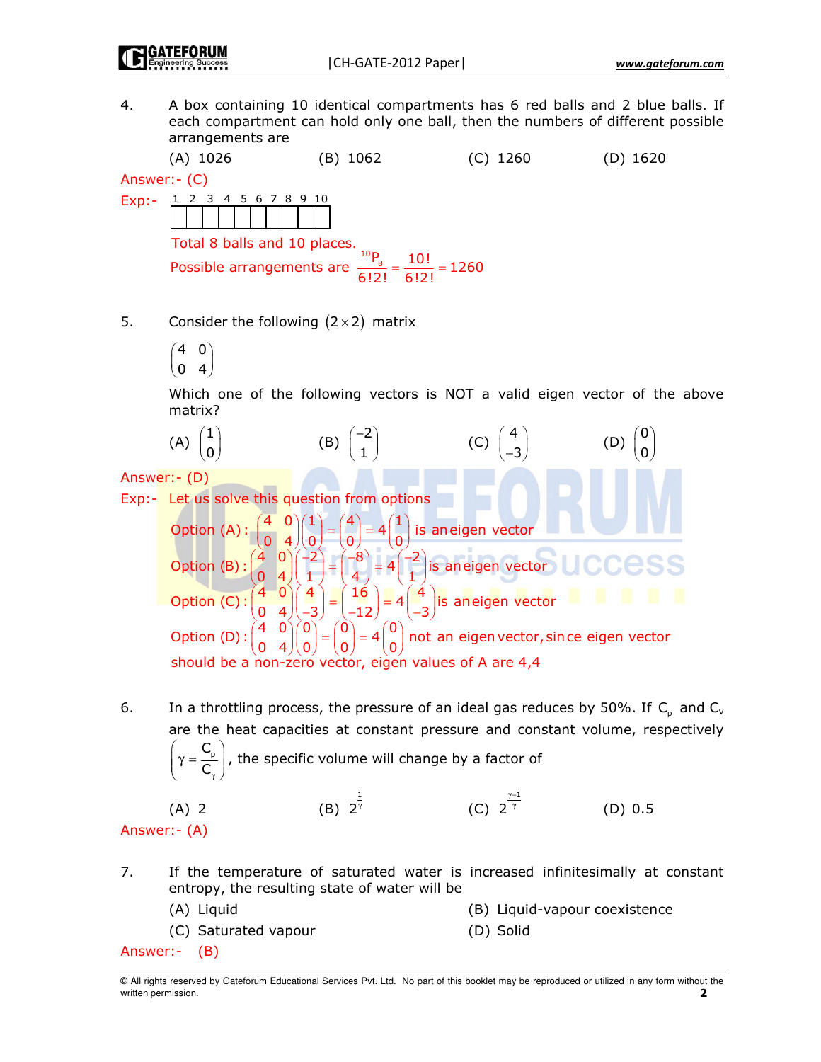4. A box containing 10 identical compartments has 6 red balls and 2 blue balls. If each compartment can hold only one ball, then the numbers of different possible arrangements are

   (A) 1026 (B) 1062 (C) 1260 (D) 1620

Answer:- (C)

Exp:-

| 1 | 2 | 3 | 4 | 5 | 6 | 7 | 8 | 9 | 10 |
|---|---|---|---|---|---|---|---|---|---|
| | | | | | | | | | |

Total 8 balls and 10 places.

Possible arrangements are $\frac{^{10}P_8}{6!2!} = \frac{10!}{6!2!} = 1260$

5. Consider the following $(2 \times 2)$ matrix

$$\begin{pmatrix} 4 & 0 \\ 0 & 4 \end{pmatrix}$$

Which one of the following vectors is NOT a valid eigen vector of the above matrix?

(A) $\begin{pmatrix} 1 \\ 0 \end{pmatrix}$ (B) $\begin{pmatrix} -2 \\ 1 \end{pmatrix}$ (C) $\begin{pmatrix} 4 \\ -3 \end{pmatrix}$ (D) $\begin{pmatrix} 0 \\ 0 \end{pmatrix}$

Answer:- (D)

Exp:- Let us solve this question from options

Option (A): $\begin{pmatrix} 4 & 0 \\ 0 & 4 \end{pmatrix}\begin{pmatrix} 1 \\ 0 \end{pmatrix} = \begin{pmatrix} 4 \\ 0 \end{pmatrix} = 4\begin{pmatrix} 1 \\ 0 \end{pmatrix}$ is an eigen vector

Option (B): $\begin{pmatrix} 4 & 0 \\ 0 & 4 \end{pmatrix}\begin{pmatrix} -2 \\ 1 \end{pmatrix} = \begin{pmatrix} -8 \\ 4 \end{pmatrix} = 4\begin{pmatrix} -2 \\ 1 \end{pmatrix}$ is an eigen vector

Option (C): $\begin{pmatrix} 4 & 0 \\ 0 & 4 \end{pmatrix}\begin{pmatrix} 4 \\ -3 \end{pmatrix} = \begin{pmatrix} 16 \\ -12 \end{pmatrix} = 4\begin{pmatrix} 4 \\ -3 \end{pmatrix}$ is an eigen vector

Option (D): $\begin{pmatrix} 4 & 0 \\ 0 & 4 \end{pmatrix}\begin{pmatrix} 0 \\ 0 \end{pmatrix} = \begin{pmatrix} 0 \\ 0 \end{pmatrix} = 4\begin{pmatrix} 0 \\ 0 \end{pmatrix}$ not an eigen vector, since eigen vector should be a non-zero vector, eigen values of A are 4,4

6. In a throttling process, the pressure of an ideal gas reduces by 50%. If $C_p$ and $C_v$ are the heat capacities at constant pressure and constant volume, respectively $\left(\gamma = \frac{C_p}{C_\gamma}\right)$, the specific volume will change by a factor of

   (A) 2 (B) $2^{\frac{1}{\gamma}}$ (C) $2^{\frac{\gamma-1}{\gamma}}$ (D) 0.5

Answer:- (A)

7. If the temperature of saturated water is increased infinitesimally at constant entropy, the resulting state of water will be

   (A) Liquid (B) Liquid-vapour coexistence
   (C) Saturated vapour (D) Solid

Answer:- (B)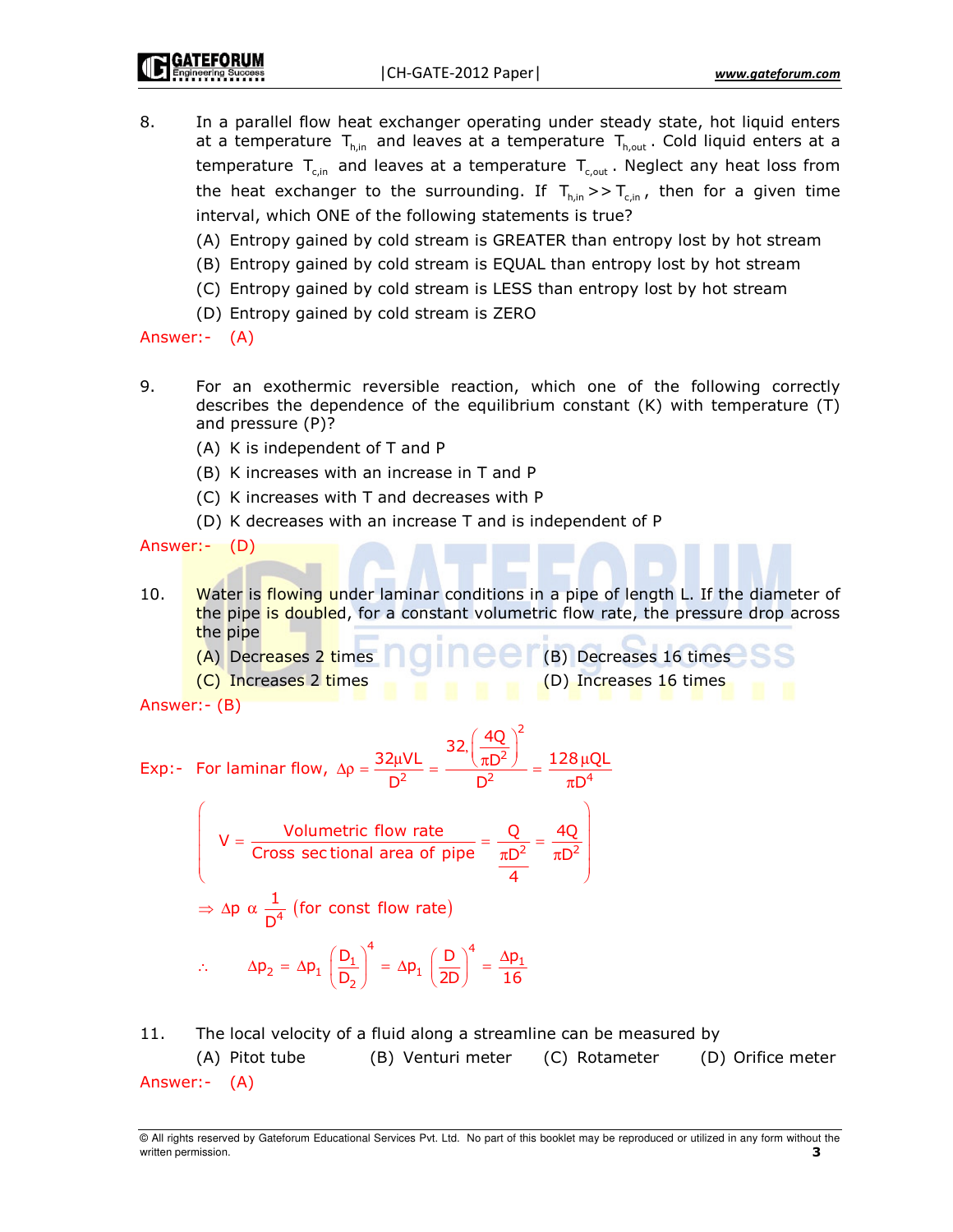8. In a parallel flow heat exchanger operating under steady state, hot liquid enters at a temperature $T_{h,in}$ and leaves at a temperature $T_{h,out}$. Cold liquid enters at a temperature $T_{c,in}$ and leaves at a temperature $T_{c,out}$. Neglect any heat loss from the heat exchanger to the surrounding. If $T_{h,in} >> T_{c,in}$, then for a given time interval, which ONE of the following statements is true?

   (A) Entropy gained by cold stream is GREATER than entropy lost by hot stream

   (B) Entropy gained by cold stream is EQUAL than entropy lost by hot stream

   (C) Entropy gained by cold stream is LESS than entropy lost by hot stream

   (D) Entropy gained by cold stream is ZERO

Answer:- (A)

9. For an exothermic reversible reaction, which one of the following correctly describes the dependence of the equilibrium constant (K) with temperature (T) and pressure (P)?

   (A) K is independent of T and P

   (B) K increases with an increase in T and P

   (C) K increases with T and decreases with P

   (D) K decreases with an increase T and is independent of P

Answer:- (D)

10. Water is flowing under laminar conditions in a pipe of length L. If the diameter of the pipe is doubled, for a constant volumetric flow rate, the pressure drop across the pipe

   (A) Decreases 2 times (B) Decreases 16 times

   (C) Increases 2 times (D) Increases 16 times

Answer:- (B)

Exp:- For laminar flow, $\Delta p = \dfrac{32\mu VL}{D^2} = \dfrac{32\left(\dfrac{4Q}{\pi D^2}\right)^2}{D^2} = \dfrac{128\mu QL}{\pi D^4}$

$$\left( V = \frac{\text{Volumetric flow rate}}{\text{Cross sectional area of pipe}} = \frac{Q}{\frac{\pi D^2}{4}} = \frac{4Q}{\pi D^2} \right)$$

$$\Rightarrow \Delta p \ \alpha \ \frac{1}{D^4} \ (\text{for const flow rate})$$

$$\therefore \quad \Delta p_2 = \Delta p_1 \left(\frac{D_1}{D_2}\right)^4 = \Delta p_1 \left(\frac{D}{2D}\right)^4 = \frac{\Delta p_1}{16}$$

11. The local velocity of a fluid along a streamline can be measured by

   (A) Pitot tube (B) Venturi meter (C) Rotameter (D) Orifice meter

Answer:- (A)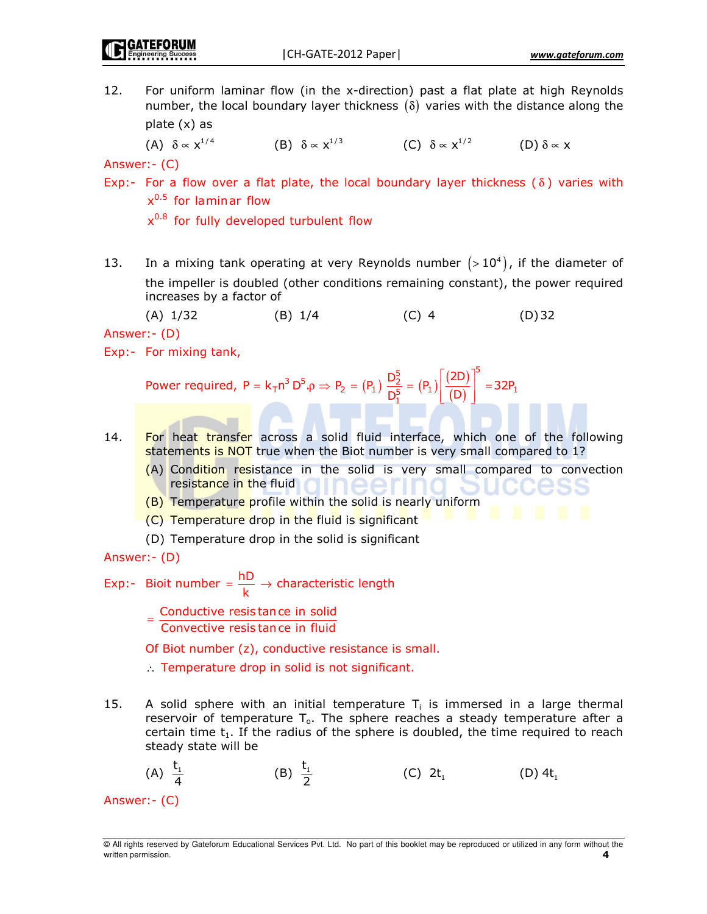12. For uniform laminar flow (in the x-direction) past a flat plate at high Reynolds number, the local boundary layer thickness $(\delta)$ varies with the distance along the plate (x) as

    (A) $\delta \propto x^{1/4}$ (B) $\delta \propto x^{1/3}$ (C) $\delta \propto x^{1/2}$ (D) $\delta \propto x$

Answer:- (C)

Exp:- For a flow over a flat plate, the local boundary layer thickness $(\delta)$ varies with

$x^{0.5}$ for laminar flow

$x^{0.8}$ for fully developed turbulent flow

13. In a mixing tank operating at very Reynolds number $(>10^4)$, if the diameter of the impeller is doubled (other conditions remaining constant), the power required increases by a factor of

    (A) 1/32 (B) 1/4 (C) 4 (D) 32

Answer:- (D)

Exp:- For mixing tank,

$$\text{Power required, } P = k_T n^3 D^5 . \rho \Rightarrow P_2 = (P_1)\frac{D_2^5}{D_1^5} = (P_1)\left[\frac{(2D)}{(D)}\right]^5 = 32P_1$$

14. For heat transfer across a solid fluid interface, which one of the following statements is NOT true when the Biot number is very small compared to 1?

    (A) Condition resistance in the solid is very small compared to convection resistance in the fluid

    (B) Temperature profile within the solid is nearly uniform

    (C) Temperature drop in the fluid is significant

    (D) Temperature drop in the solid is significant

Answer:- (D)

Exp:- Bioit number $= \frac{hD}{k} \rightarrow$ characteristic length

$$= \frac{\text{Conductive resistance in solid}}{\text{Convective resistance in fluid}}$$

Of Biot number (z), conductive resistance is small.

$\therefore$ Temperature drop in solid is not significant.

15. A solid sphere with an initial temperature $T_i$ is immersed in a large thermal reservoir of temperature $T_o$. The sphere reaches a steady temperature after a certain time $t_1$. If the radius of the sphere is doubled, the time required to reach steady state will be

    (A) $\frac{t_1}{4}$ (B) $\frac{t_1}{2}$ (C) $2t_1$ (D) $4t_1$

Answer:- (C)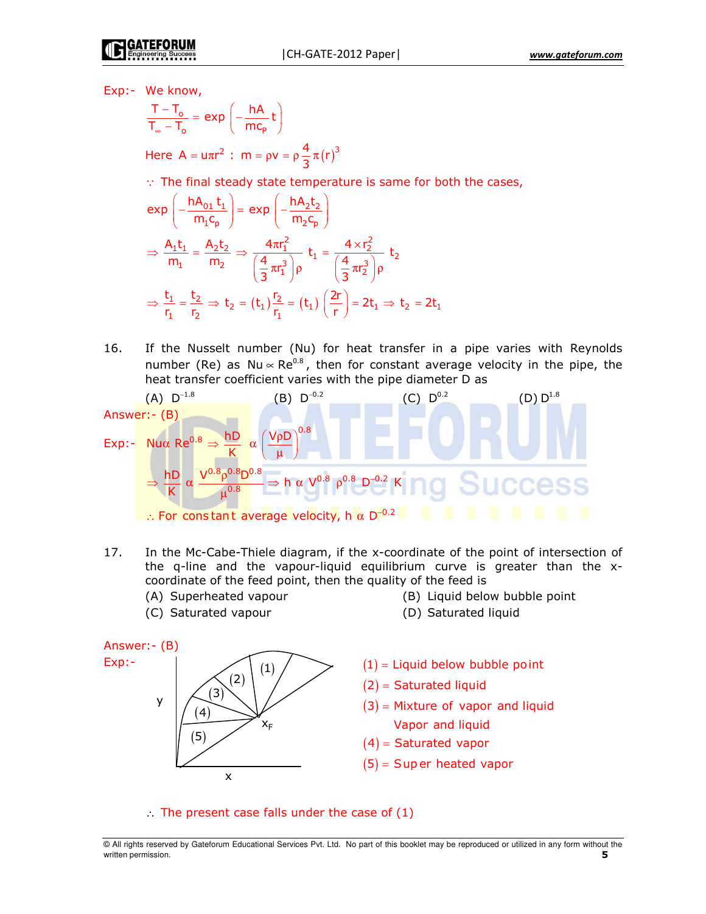Exp:- We know,

$$\frac{T - T_o}{T_\infty - T_o} = \exp\left(-\frac{hA}{mc_p}t\right)$$

Here $A = u\pi r^2$ : $m = \rho v = \rho\frac{4}{3}\pi(r)^3$

$\because$ The final steady state temperature is same for both the cases,

$$\exp\left(-\frac{hA_{01}t_1}{m_1c_p}\right) = \exp\left(-\frac{hA_2t_2}{m_2c_p}\right)$$

$$\Rightarrow \frac{A_1t_1}{m_1} = \frac{A_2t_2}{m_2} \Rightarrow \frac{4\pi r_1^2}{\left(\frac{4}{3}\pi r_1^3\right)\rho}t_1 = \frac{4\times r_2^2}{\left(\frac{4}{3}\pi r_2^3\right)\rho}t_2$$

$$\Rightarrow \frac{t_1}{r_1} = \frac{t_2}{r_2} \Rightarrow t_2 = (t_1)\frac{r_2}{r_1} = (t_1)\left(\frac{2r}{r}\right) = 2t_1 \Rightarrow t_2 = 2t_1$$

16. If the Nusselt number (Nu) for heat transfer in a pipe varies with Reynolds number (Re) as $Nu \propto Re^{0.8}$, then for constant average velocity in the pipe, the heat transfer coefficient varies with the pipe diameter D as

(A) $D^{-1.8}$ (B) $D^{-0.2}$ (C) $D^{0.2}$ (D) $D^{1.8}$

Answer:- (B)

Exp:- $Nu \alpha Re^{0.8} \Rightarrow \frac{hD}{K} \alpha \left(\frac{V\rho D}{\mu}\right)^{0.8}$

$$\Rightarrow \frac{hD}{K} \alpha \frac{V^{0.8}\rho^{0.8}D^{0.8}}{\mu^{0.8}} \Rightarrow h \alpha V^{0.8}\rho^{0.8}D^{-0.2}K$$

$\therefore$ For constant average velocity, $h \alpha D^{-0.2}$

17. In the Mc-Cabe-Thiele diagram, if the x-coordinate of the point of intersection of the q-line and the vapour-liquid equilibrium curve is greater than the x-coordinate of the feed point, then the quality of the feed is

(A) Superheated vapour (B) Liquid below bubble point
(C) Saturated vapour (D) Saturated liquid

Answer:- (B)

Exp:-

(1) = Liquid below bubble point
(2) = Saturated liquid
(3) = Mixture of vapor and liquid Vapor and liquid
(4) = Saturated vapor
(5) = Super heated vapor

$\therefore$ The present case falls under the case of (1)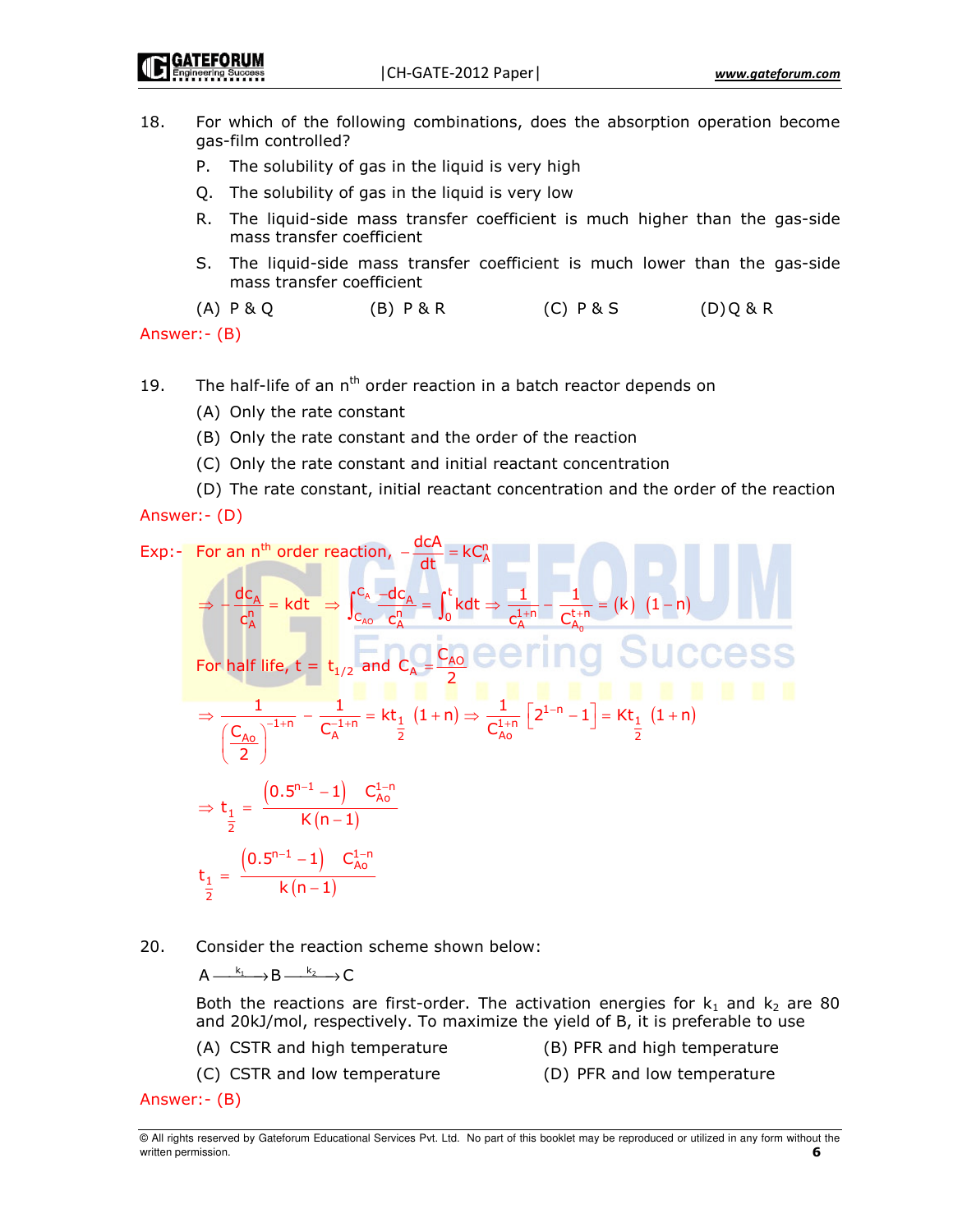18. For which of the following combinations, does the absorption operation become gas-film controlled?

   P. The solubility of gas in the liquid is very high

   Q. The solubility of gas in the liquid is very low

   R. The liquid-side mass transfer coefficient is much higher than the gas-side mass transfer coefficient

   S. The liquid-side mass transfer coefficient is much lower than the gas-side mass transfer coefficient

   (A) P & Q (B) P & R (C) P & S (D) Q & R

Answer:- (B)

19. The half-life of an $n^{th}$ order reaction in a batch reactor depends on

   (A) Only the rate constant

   (B) Only the rate constant and the order of the reaction

   (C) Only the rate constant and initial reactant concentration

   (D) The rate constant, initial reactant concentration and the order of the reaction

Answer:- (D)

Exp:- For an $n^{th}$ order reaction, $-\dfrac{dcA}{dt} = kC_A^n$

$$\Rightarrow -\frac{dc_A}{c_A^n} = kdt \Rightarrow \int_{C_{AO}}^{C_A} \frac{-dc_A}{c_A^n} = \int_0^t kdt \Rightarrow \frac{1}{c_A^{-1+n}} - \frac{1}{C_{A_0}^{t+n}} = (k)\ (1-n)$$

For half life, $t = t_{1/2}$ and $C_A = \dfrac{C_{AO}}{2}$

$$\Rightarrow \frac{1}{\left(\dfrac{C_{Ao}}{2}\right)^{-1+n}} - \frac{1}{C_A^{-1+n}} = kt_{\frac{1}{2}}\ (1+n) \Rightarrow \frac{1}{C_{Ao}^{1+n}}\left[2^{1-n} - 1\right] = Kt_{\frac{1}{2}}\ (1+n)$$

$$\Rightarrow t_{\frac{1}{2}} = \frac{\left(0.5^{n-1} - 1\right)\ C_{Ao}^{1-n}}{K(n-1)}$$

$$t_{\frac{1}{2}} = \frac{\left(0.5^{n-1} - 1\right)\ C_{Ao}^{1-n}}{k(n-1)}$$

20. Consider the reaction scheme shown below:

$$A \xrightarrow{k_1} B \xrightarrow{k_2} C$$

Both the reactions are first-order. The activation energies for $k_1$ and $k_2$ are 80 and 20kJ/mol, respectively. To maximize the yield of B, it is preferable to use

   (A) CSTR and high temperature (B) PFR and high temperature

   (C) CSTR and low temperature (D) PFR and low temperature

Answer:- (B)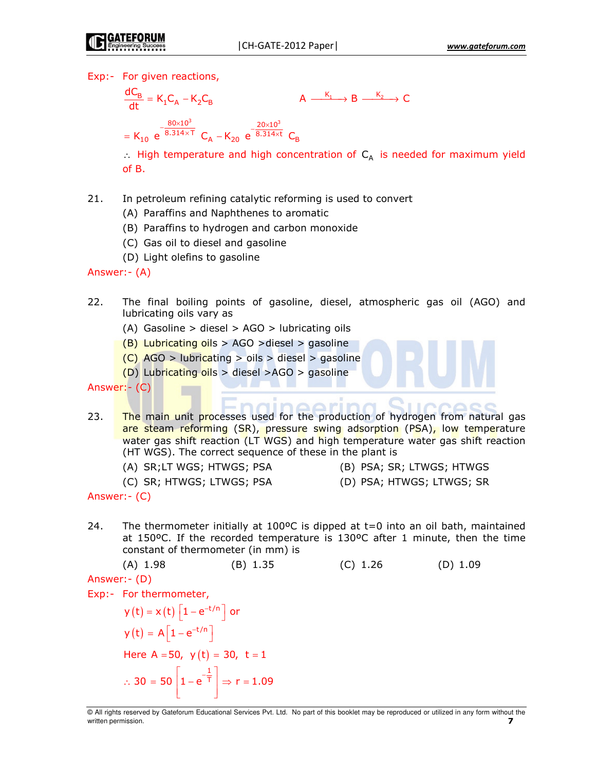Exp:- For given reactions,

$$\frac{dC_B}{dt} = K_1C_A - K_2C_B \qquad A \xrightarrow{K_1} B \xrightarrow{K_2} C$$

$$= K_{10}\, e^{-\frac{80\times10^3}{8.314\times T}}\, C_A - K_{20}\, e^{-\frac{20\times10^3}{8.314\times t}}\, C_B$$

$\therefore$ High temperature and high concentration of $C_A$ is needed for maximum yield of B.

21. In petroleum refining catalytic reforming is used to convert
   (A) Paraffins and Naphthenes to aromatic
   (B) Paraffins to hydrogen and carbon monoxide
   (C) Gas oil to diesel and gasoline
   (D) Light olefins to gasoline

Answer:- (A)

22. The final boiling points of gasoline, diesel, atmospheric gas oil (AGO) and lubricating oils vary as
   (A) Gasoline > diesel > AGO > lubricating oils
   (B) Lubricating oils > AGO >diesel > gasoline
   (C) AGO > lubricating > oils > diesel > gasoline
   (D) Lubricating oils > diesel >AGO > gasoline

Answer:- (C)

23. The main unit processes used for the production of hydrogen from natural gas are steam reforming (SR), pressure swing adsorption (PSA), low temperature water gas shift reaction (LT WGS) and high temperature water gas shift reaction (HT WGS). The correct sequence of these in the plant is
   (A) SR;LT WGS; HTWGS; PSA
   (B) PSA; SR; LTWGS; HTWGS
   (C) SR; HTWGS; LTWGS; PSA
   (D) PSA; HTWGS; LTWGS; SR

Answer:- (C)

24. The thermometer initially at 100ºC is dipped at t=0 into an oil bath, maintained at 150ºC. If the recorded temperature is 130ºC after 1 minute, then the time constant of thermometer (in mm) is
   (A) 1.98
   (B) 1.35
   (C) 1.26
   (D) 1.09

Answer:- (D)

Exp:- For thermometer,

$$y(t) = x(t)\left[1 - e^{-t/n}\right] \text{ or}$$

$$y(t) = A\left[1 - e^{-t/n}\right]$$

Here $A = 50,\ y(t) = 30,\ t = 1$

$$\therefore 30 = 50\left[1 - e^{-\frac{1}{T}}\right] \Rightarrow r = 1.09$$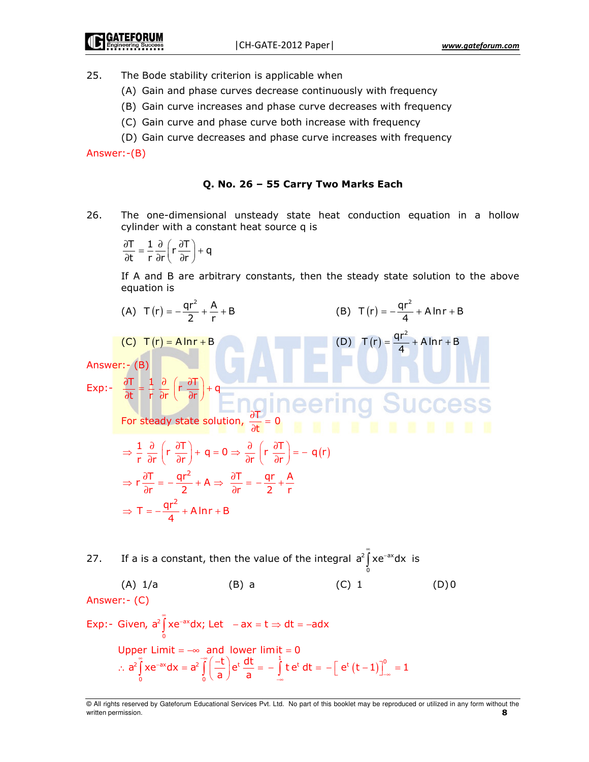25. The Bode stability criterion is applicable when

 (A) Gain and phase curves decrease continuously with frequency
 (B) Gain curve increases and phase curve decreases with frequency
 (C) Gain curve and phase curve both increase with frequency
 (D) Gain curve decreases and phase curve increases with frequency

Answer:-(B)

### Q. No. 26 – 55 Carry Two Marks Each

26. The one-dimensional unsteady state heat conduction equation in a hollow cylinder with a constant heat source q is

$$\frac{\partial T}{\partial t} = \frac{1}{r}\frac{\partial}{\partial r}\left(r\frac{\partial T}{\partial r}\right) + q$$

If A and B are arbitrary constants, then the steady state solution to the above equation is

 (A) $T(r) = -\frac{qr^2}{2} + \frac{A}{r} + B$  (B) $T(r) = -\frac{qr^2}{4} + A\ln r + B$

 (C) $T(r) = A\ln r + B$  (D) $T(r) = \frac{qr^2}{4} + A\ln r + B$

Answer:- (B)

Exp:- $\frac{\partial T}{\partial t} = \frac{1}{r}\frac{\partial}{\partial r}\left(r\frac{\partial T}{\partial r}\right) + q$

For steady state solution, $\frac{\partial T}{\partial t} = 0$

$$\Rightarrow \frac{1}{r}\frac{\partial}{\partial r}\left(r\frac{\partial T}{\partial r}\right) + q = 0 \Rightarrow \frac{\partial}{\partial r}\left(r\frac{\partial T}{\partial r}\right) = -q(r)$$

$$\Rightarrow r\frac{\partial T}{\partial r} = -\frac{qr^2}{2} + A \Rightarrow \frac{\partial T}{\partial r} = -\frac{qr}{2} + \frac{A}{r}$$

$$\Rightarrow T = -\frac{qr^2}{4} + A\ln r + B$$

27. If a is a constant, then the value of the integral $a^2\int_0^{\infty} xe^{-ax}dx$ is

 (A) 1/a  (B) a  (C) 1  (D) 0

Answer:- (C)

Exp:- Given, $a^2\int_0^{\infty} xe^{-ax}dx$; Let $-ax = t \Rightarrow dt = -adx$

Upper Limit $= -\infty$ and lower limit $= 0$

$$\therefore a^2\int_0^{\infty} xe^{-ax}dx = a^2\int_0^{-\infty}\left(\frac{-t}{a}\right)e^t\frac{dt}{a} = -\int_{-\infty}^{1} te^t\,dt = -\left[e^t(t-1)\right]_{-\infty}^{0} = 1$$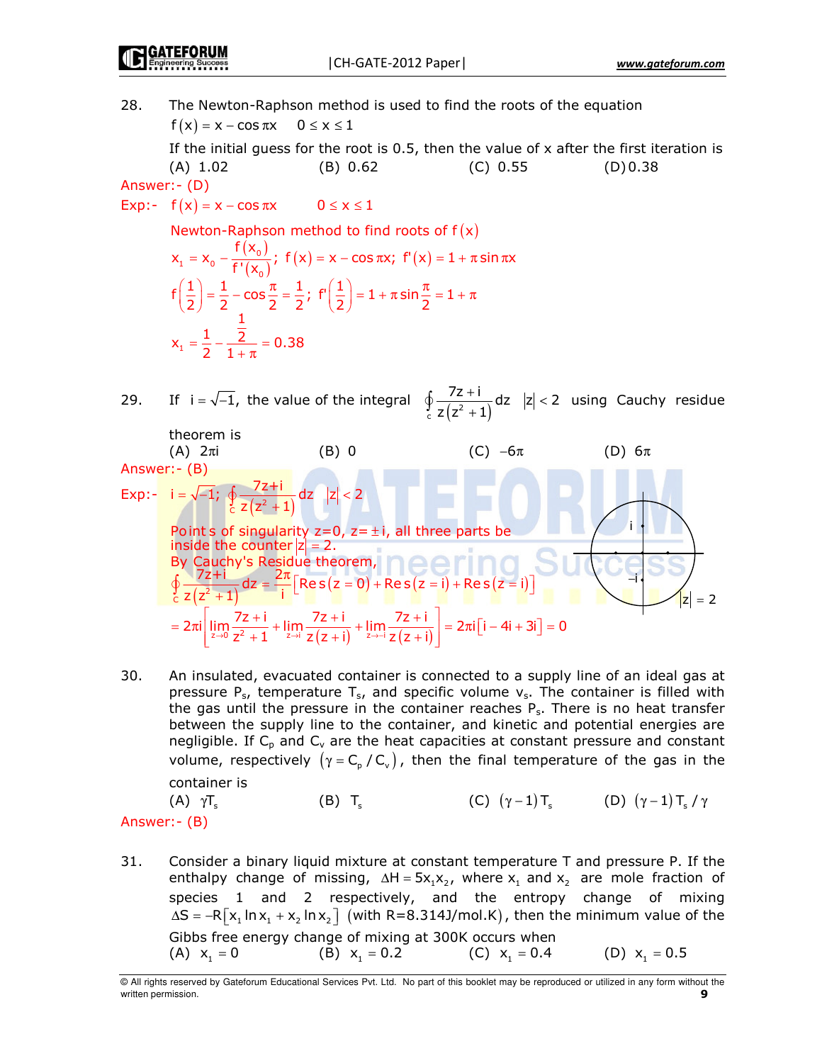28. The Newton-Raphson method is used to find the roots of the equation

$f(x) = x - \cos \pi x \quad 0 \le x \le 1$

If the initial guess for the root is 0.5, then the value of x after the first iteration is

(A) 1.02 (B) 0.62 (C) 0.55 (D) 0.38

Answer:- (D)

Exp:- $f(x) = x - \cos \pi x \quad 0 \le x \le 1$

Newton-Raphson method to find roots of $f(x)$

$$x_1 = x_0 - \frac{f(x_0)}{f'(x_0)}; \; f(x) = x - \cos \pi x; \; f'(x) = 1 + \pi \sin \pi x$$

$$f\left(\frac{1}{2}\right) = \frac{1}{2} - \cos\frac{\pi}{2} = \frac{1}{2}; \; f'\left(\frac{1}{2}\right) = 1 + \pi \sin\frac{\pi}{2} = 1 + \pi$$

$$x_1 = \frac{1}{2} - \frac{\frac{1}{2}}{1+\pi} = 0.38$$

29. If $i = \sqrt{-1}$, the value of the integral $\oint_c \frac{7z+i}{z(z^2+1)} dz \quad |z| < 2$ using Cauchy residue theorem is

(A) $2\pi i$ (B) 0 (C) $-6\pi$ (D) $6\pi$

Answer:- (B)

Exp:- $i = \sqrt{-1}; \; \oint_c \frac{7z+i}{z(z^2+1)} dz \quad |z| < 2$

Points of singularity z=0, z= ±i, all three parts be inside the counter $|z| = 2$.

By Cauchy's Residue theorem,

$$\oint_c \frac{7z+i}{z(z^2+1)} dz = \frac{2\pi}{i}\left[\operatorname{Res}(z=0) + \operatorname{Res}(z=i) + \operatorname{Res}(z=i)\right]$$

$$= 2\pi i\left[\lim_{z\to 0}\frac{7z+i}{z^2+1} + \lim_{z\to i}\frac{7z+i}{z(z+i)} + \lim_{z\to -i}\frac{7z+i}{z(z+i)}\right] = 2\pi i\left[i - 4i + 3i\right] = 0$$

30. An insulated, evacuated container is connected to a supply line of an ideal gas at pressure $P_s$, temperature $T_s$, and specific volume $v_s$. The container is filled with the gas until the pressure in the container reaches $P_s$. There is no heat transfer between the supply line to the container, and kinetic and potential energies are negligible. If $C_p$ and $C_v$ are the heat capacities at constant pressure and constant volume, respectively $(\gamma = C_p / C_v)$, then the final temperature of the gas in the container is

(A) $\gamma T_s$ (B) $T_s$ (C) $(\gamma - 1)T_s$ (D) $(\gamma - 1)T_s / \gamma$

Answer:- (B)

31. Consider a binary liquid mixture at constant temperature T and pressure P. If the enthalpy change of missing, $\Delta H = 5x_1x_2$, where $x_1$ and $x_2$ are mole fraction of species 1 and 2 respectively, and the entropy change of mixing $\Delta S = -R\left[x_1 \ln x_1 + x_2 \ln x_2\right]$ (with R=8.314J/mol.K), then the minimum value of the Gibbs free energy change of mixing at 300K occurs when

(A) $x_1 = 0$ (B) $x_1 = 0.2$ (C) $x_1 = 0.4$ (D) $x_1 = 0.5$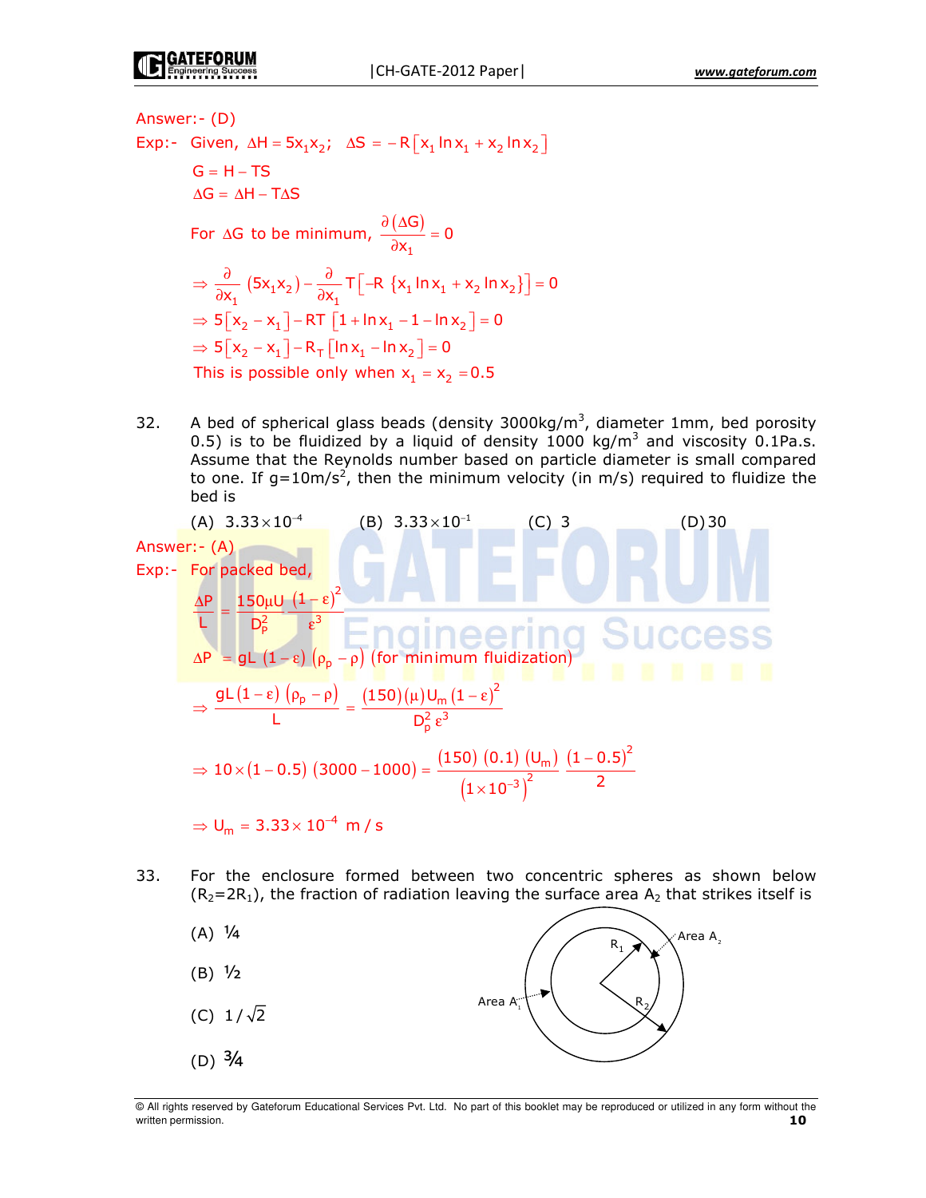Answer:- (D)

Exp:- Given, $\Delta H = 5x_1x_2;\quad \Delta S = -R\left[x_1\ln x_1 + x_2\ln x_2\right]$

$$G = H - TS$$

$$\Delta G = \Delta H - T\Delta S$$

For $\Delta G$ to be minimum, $\dfrac{\partial(\Delta G)}{\partial x_1} = 0$

$$\Rightarrow \frac{\partial}{\partial x_1}(5x_1x_2) - \frac{\partial}{\partial x_1}T\left[-R\,\{x_1\ln x_1 + x_2\ln x_2\}\right] = 0$$

$$\Rightarrow 5\left[x_2 - x_1\right] - RT\left[1 + \ln x_1 - 1 - \ln x_2\right] = 0$$

$$\Rightarrow 5\left[x_2 - x_1\right] - R_T\left[\ln x_1 - \ln x_2\right] = 0$$

This is possible only when $x_1 = x_2 = 0.5$

32. A bed of spherical glass beads (density 3000kg/m$^3$, diameter 1mm, bed porosity 0.5) is to be fluidized by a liquid of density 1000 kg/m$^3$ and viscosity 0.1Pa.s. Assume that the Reynolds number based on particle diameter is small compared to one. If g=10m/s$^2$, then the minimum velocity (in m/s) required to fluidize the bed is

(A) $3.33\times10^{-4}$ (B) $3.33\times10^{-1}$ (C) 3 (D) 30

Answer:- (A)

Exp:- For packed bed,

$$\frac{\Delta P}{L} = \frac{150\mu U}{D_P^2}\frac{(1-\varepsilon)^2}{\varepsilon^3}$$

$$\Delta P = gL\,(1-\varepsilon)\,(\rho_p - \rho)\ \text{(for minimum fluidization)}$$

$$\Rightarrow \frac{gL(1-\varepsilon)\,(\rho_p-\rho)}{L} = \frac{(150)(\mu)U_m(1-\varepsilon)^2}{D_p^2\,\varepsilon^3}$$

$$\Rightarrow 10\times(1-0.5)\,(3000-1000) = \frac{(150)\,(0.1)\,(U_m)}{\left(1\times10^{-3}\right)^2}\,\frac{(1-0.5)^2}{2}$$

$$\Rightarrow U_m = 3.33\times10^{-4}\ \text{m/s}$$

33. For the enclosure formed between two concentric spheres as shown below ($R_2=2R_1$), the fraction of radiation leaving the surface area $A_2$ that strikes itself is

(A) ¼

(B) ½

(C) $1/\sqrt{2}$

(D) ¾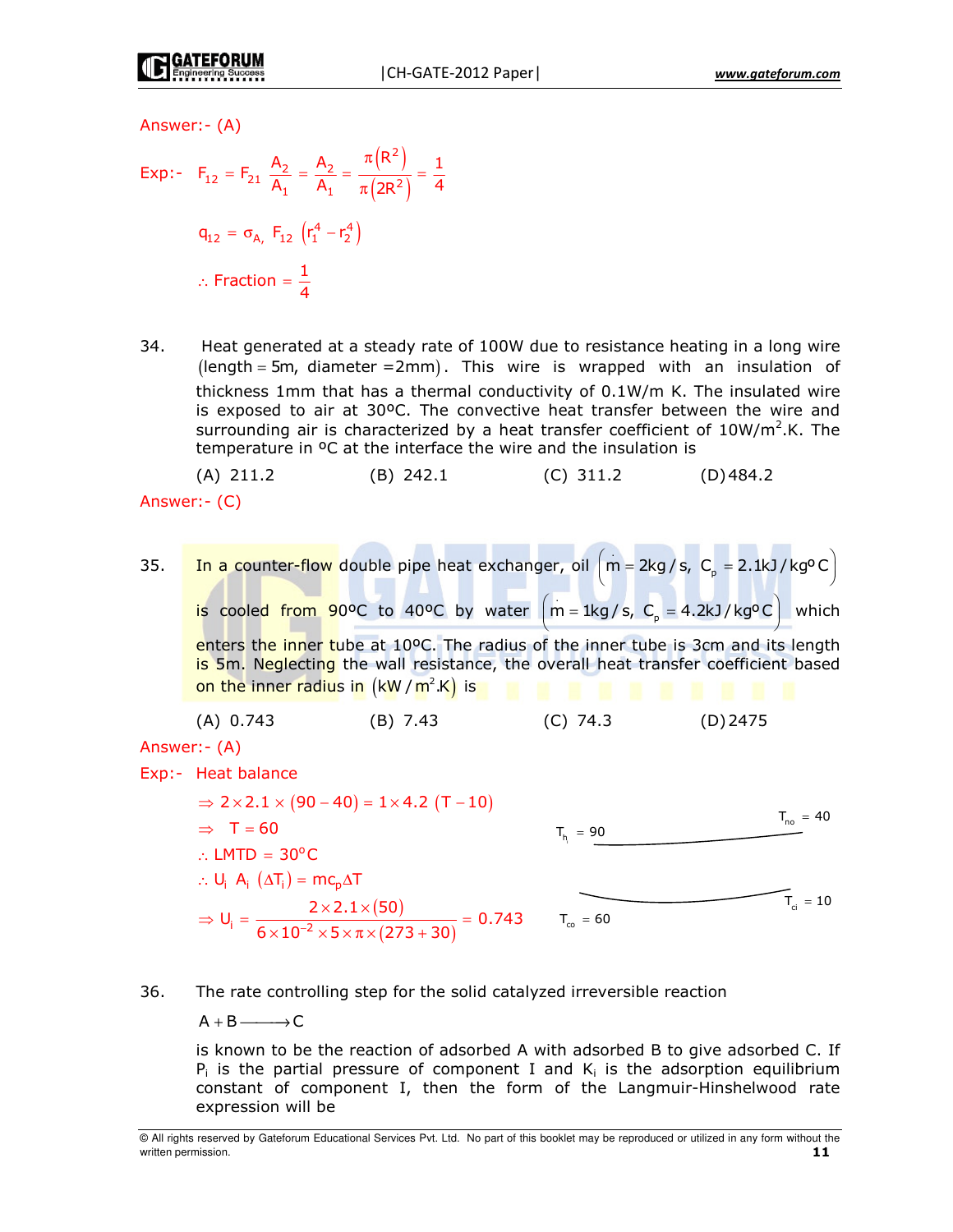Answer:- (A)

Exp:- $F_{12} = F_{21}\ \frac{A_2}{A_1} = \frac{A_2}{A_1} = \frac{\pi\left(R^2\right)}{\pi\left(2R^2\right)} = \frac{1}{4}$

$q_{12} = \sigma_{A,}\ F_{12}\ \left(r_1^4 - r_2^4\right)$

$\therefore$ Fraction $= \frac{1}{4}$

34. Heat generated at a steady rate of 100W due to resistance heating in a long wire (length = 5m, diameter = 2mm). This wire is wrapped with an insulation of thickness 1mm that has a thermal conductivity of 0.1W/m K. The insulated wire is exposed to air at 30ºC. The convective heat transfer between the wire and surrounding air is characterized by a heat transfer coefficient of $10W/m^2.K$. The temperature in ºC at the interface the wire and the insulation is

(A) 211.2 (B) 242.1 (C) 311.2 (D) 484.2

Answer:- (C)

35. In a counter-flow double pipe heat exchanger, oil $\left(\dot{m} = 2kg/s,\ C_p = 2.1kJ/kg^oC\right)$ is cooled from 90ºC to 40ºC by water $\left(\dot{m} = 1kg/s,\ C_p = 4.2kJ/kg^oC\right)$ which enters the inner tube at 10ºC. The radius of the inner tube is 3cm and its length is 5m. Neglecting the wall resistance, the overall heat transfer coefficient based on the inner radius in $\left(kW/m^2.K\right)$ is

(A) 0.743 (B) 7.43 (C) 74.3 (D) 2475

Answer:- (A)

Exp:- Heat balance

$\Rightarrow 2 \times 2.1 \times (90-40) = 1 \times 4.2\ (T-10)$

$\Rightarrow\ T = 60$

$\therefore$ LMTD $= 30^oC$

$\therefore U_i\ A_i\ \left(\Delta T_i\right) = mc_p\Delta T$

$\Rightarrow U_i = \frac{2 \times 2.1 \times (50)}{6 \times 10^{-2} \times 5 \times \pi \times (273+30)} = 0.743$

$T_{hi} = 90$, $T_{ho} = 40$, $T_{ci} = 10$, $T_{co} = 60$

36. The rate controlling step for the solid catalyzed irreversible reaction

$A + B \longrightarrow C$

is known to be the reaction of adsorbed A with adsorbed B to give adsorbed C. If $P_i$ is the partial pressure of component I and $K_i$ is the adsorption equilibrium constant of component I, then the form of the Langmuir-Hinshelwood rate expression will be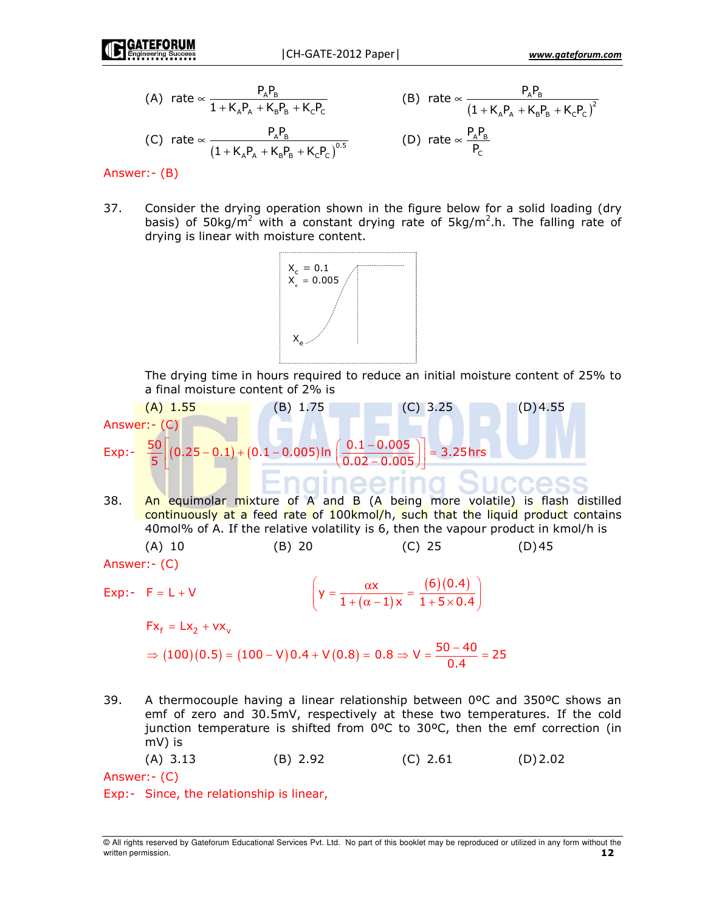(A) rate $\propto \dfrac{P_A P_B}{1 + K_A P_A + K_B P_B + K_C P_C}$

(B) rate $\propto \dfrac{P_A P_B}{\left(1 + K_A P_A + K_B P_B + K_C P_C\right)^2}$

(C) rate $\propto \dfrac{P_A P_B}{\left(1 + K_A P_A + K_B P_B + K_C P_C\right)^{0.5}}$

(D) rate $\propto \dfrac{P_A P_B}{P_C}$

Answer:- (B)

37. Consider the drying operation shown in the figure below for a solid loading (dry basis) of $50\text{kg/m}^2$ with a constant drying rate of $5\text{kg/m}^2.\text{h}$. The falling rate of drying is linear with moisture content.

$X_c = 0.1$
$X_e = 0.005$

$X_e$

The drying time in hours required to reduce an initial moisture content of 25% to a final moisture content of 2% is

(A) 1.55 (B) 1.75 (C) 3.25 (D) 4.55

Answer:- (C)

Exp:- $\dfrac{50}{5}\left[(0.25 - 0.1) + (0.1 - 0.005)\ln\left(\dfrac{0.1 - 0.005}{0.02 - 0.005}\right)\right] = 3.25\text{hrs}$

38. An equimolar mixture of A and B (A being more volatile) is flash distilled continuously at a feed rate of 100kmol/h, such that the liquid product contains 40mol% of A. If the relative volatility is 6, then the vapour product in kmol/h is

(A) 10 (B) 20 (C) 25 (D) 45

Answer:- (C)

Exp:- $F = L + V$ $\left(y = \dfrac{\alpha x}{1 + (\alpha - 1)x} = \dfrac{(6)(0.4)}{1 + 5 \times 0.4}\right)$

$Fx_f = Lx_2 + vx_v$

$\Rightarrow (100)(0.5) = (100 - V)0.4 + V(0.8) = 0.8 \Rightarrow V = \dfrac{50 - 40}{0.4} = 25$

39. A thermocouple having a linear relationship between 0ºC and 350ºC shows an emf of zero and 30.5mV, respectively at these two temperatures. If the cold junction temperature is shifted from 0ºC to 30ºC, then the emf correction (in mV) is

(A) 3.13 (B) 2.92 (C) 2.61 (D) 2.02

Answer:- (C)

Exp:- Since, the relationship is linear,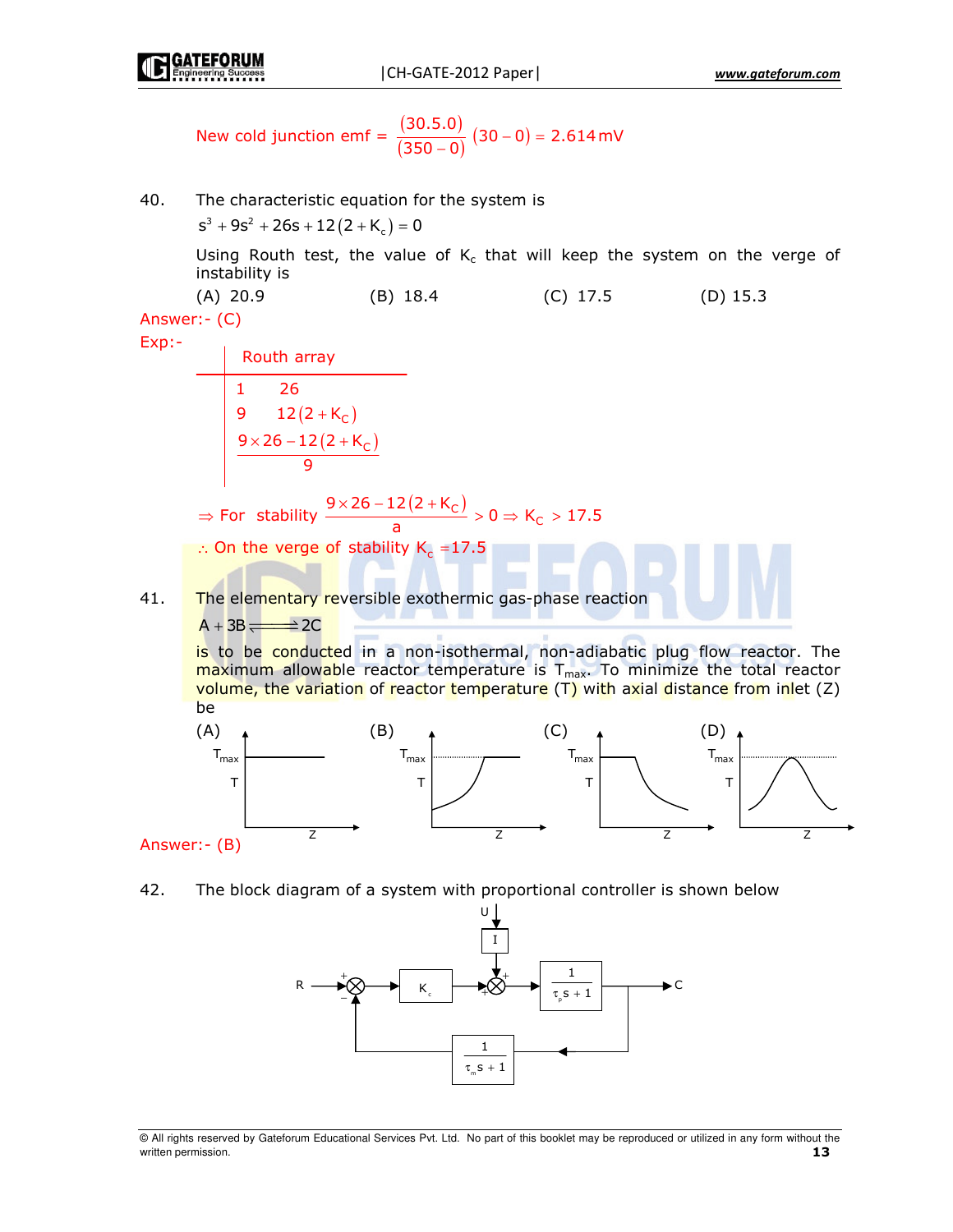New cold junction emf $= \dfrac{(30.5.0)}{(350-0)}(30-0) = 2.614\,\text{mV}$

40. The characteristic equation for the system is

$$s^3 + 9s^2 + 26s + 12(2+K_c) = 0$$

Using Routh test, the value of $K_c$ that will keep the system on the verge of instability is

(A) 20.9 (B) 18.4 (C) 17.5 (D) 15.3

Answer:- (C)

Exp:-

| Routh array | |
|---|---|
| 1 | 26 |
| 9 | $12(2+K_C)$ |
| $\dfrac{9\times 26 - 12(2+K_C)}{9}$ | |

$\Rightarrow$ For stability $\dfrac{9\times 26 - 12(2+K_C)}{a} > 0 \Rightarrow K_C > 17.5$

$\therefore$ On the verge of stability $K_c = 17.5$

41. The elementary reversible exothermic gas-phase reaction

$$A + 3B \rightleftharpoons 2C$$

is to be conducted in a non-isothermal, non-adiabatic plug flow reactor. The maximum allowable reactor temperature is $T_{max}$. To minimize the total reactor volume, the variation of reactor temperature (T) with axial distance from inlet (Z) be

(A) (B) (C) (D)

Answer:- (B)

42. The block diagram of a system with proportional controller is shown below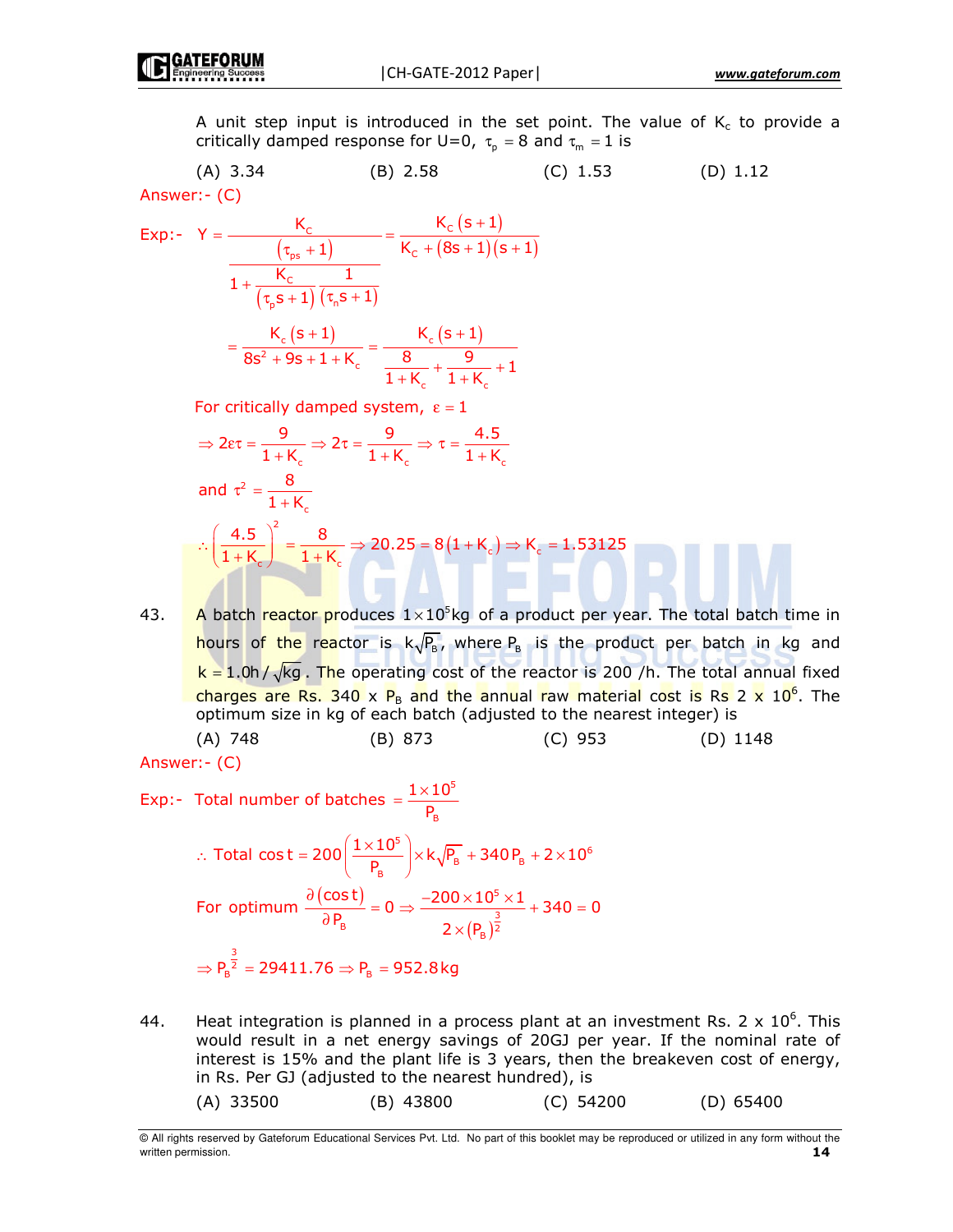A unit step input is introduced in the set point. The value of $K_c$ to provide a critically damped response for U=0, $\tau_p = 8$ and $\tau_m = 1$ is

(A) 3.34 (B) 2.58 (C) 1.53 (D) 1.12

Answer:- (C)

Exp:- $$Y = \frac{\dfrac{K_C}{(\tau_{ps}+1)}}{1+\dfrac{K_C}{(\tau_p s+1)}\dfrac{1}{(\tau_n s+1)}} = \frac{K_C(s+1)}{K_C+(8s+1)(s+1)}$$

$$= \frac{K_c(s+1)}{8s^2+9s+1+K_c} = \frac{K_c(s+1)}{\dfrac{8}{1+K_c}+\dfrac{9}{1+K_c}+1}$$

For critically damped system, $\varepsilon = 1$

$$\Rightarrow 2\varepsilon\tau = \frac{9}{1+K_c} \Rightarrow 2\tau = \frac{9}{1+K_c} \Rightarrow \tau = \frac{4.5}{1+K_c}$$

and $\tau^2 = \dfrac{8}{1+K_c}$

$$\therefore \left(\frac{4.5}{1+K_c}\right)^2 = \frac{8}{1+K_c} \Rightarrow 20.25 = 8(1+K_c) \Rightarrow K_c = 1.53125$$

43. A batch reactor produces $1\times10^5$kg of a product per year. The total batch time in hours of the reactor is $k\sqrt{P_B}$, where $P_B$ is the product per batch in kg and $k = 1.0\text{h}/\sqrt{\text{kg}}$. The operating cost of the reactor is 200 /h. The total annual fixed charges are Rs. 340 x $P_B$ and the annual raw material cost is Rs 2 x $10^6$. The optimum size in kg of each batch (adjusted to the nearest integer) is

(A) 748 (B) 873 (C) 953 (D) 1148

Answer:- (C)

Exp:- Total number of batches $= \dfrac{1\times10^5}{P_B}$

$$\therefore \text{Total cost} = 200\left(\frac{1\times10^5}{P_B}\right)\times k\sqrt{P_B} + 340P_B + 2\times10^6$$

$$\text{For optimum } \frac{\partial(\text{cost})}{\partial P_B} = 0 \Rightarrow \frac{-200\times10^5\times1}{2\times(P_B)^{\frac{3}{2}}} + 340 = 0$$

$$\Rightarrow P_B^{\frac{3}{2}} = 29411.76 \Rightarrow P_B = 952.8\text{kg}$$

44. Heat integration is planned in a process plant at an investment Rs. 2 x $10^6$. This would result in a net energy savings of 20GJ per year. If the nominal rate of interest is 15% and the plant life is 3 years, then the breakeven cost of energy, in Rs. Per GJ (adjusted to the nearest hundred), is

(A) 33500 (B) 43800 (C) 54200 (D) 65400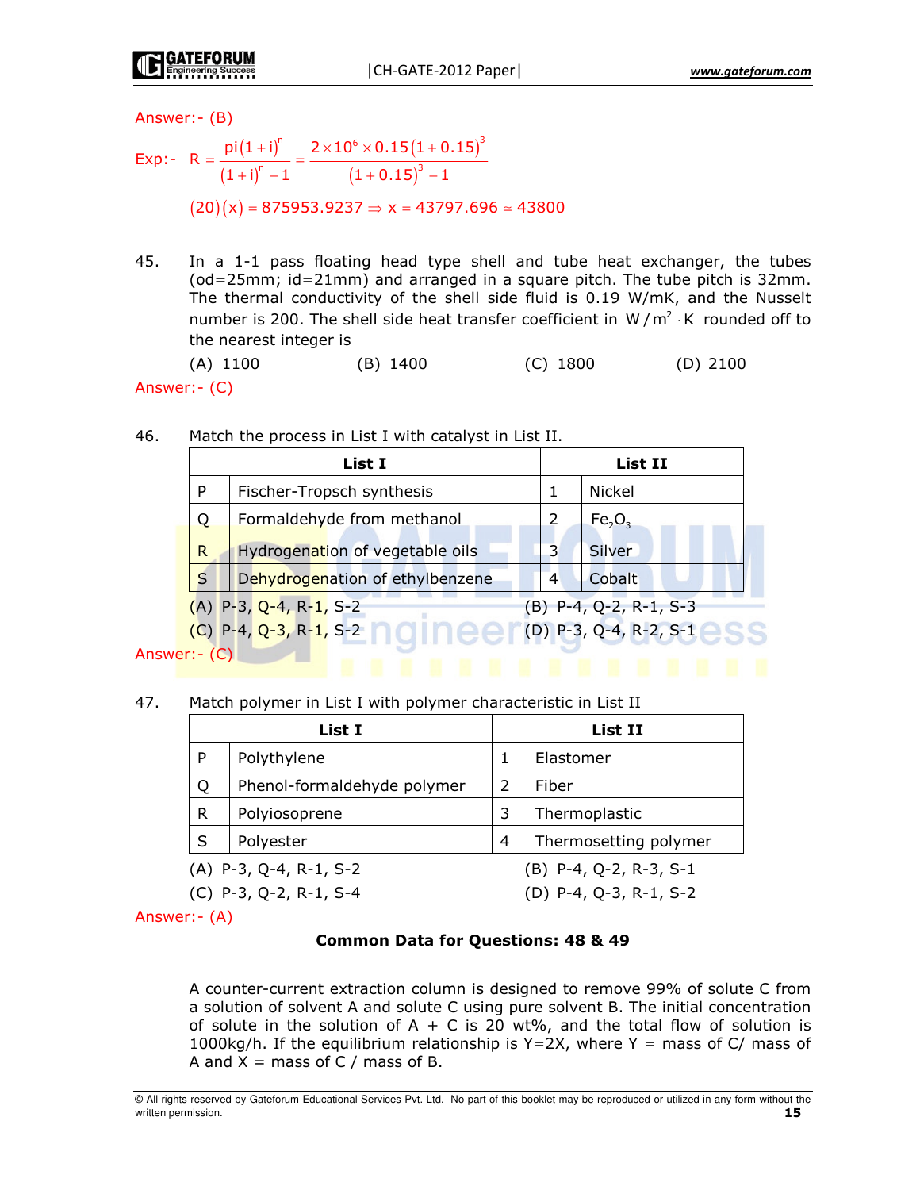Answer:- (B)

Exp:- $R = \dfrac{pi(1+i)^n}{(1+i)^n - 1} = \dfrac{2\times10^6 \times 0.15(1+0.15)^3}{(1+0.15)^3 - 1}$

$(20)(x) = 875953.9237 \Rightarrow x = 43797.696 \simeq 43800$

45. In a 1-1 pass floating head type shell and tube heat exchanger, the tubes (od=25mm; id=21mm) and arranged in a square pitch. The tube pitch is 32mm. The thermal conductivity of the shell side fluid is 0.19 W/mK, and the Nusselt number is 200. The shell side heat transfer coefficient in $W/m^2 \cdot K$ rounded off to the nearest integer is

(A) 1100 (B) 1400 (C) 1800 (D) 2100

Answer:- (C)

46. Match the process in List I with catalyst in List II.

| | List I | | List II |
|---|---|---|---|
| P | Fischer-Tropsch synthesis | 1 | Nickel |
| Q | Formaldehyde from methanol | 2 | $Fe_2O_3$ |
| R | Hydrogenation of vegetable oils | 3 | Silver |
| S | Dehydrogenation of ethylbenzene | 4 | Cobalt |

(A) P-3, Q-4, R-1, S-2 (B) P-4, Q-2, R-1, S-3

(C) P-4, Q-3, R-1, S-2 (D) P-3, Q-4, R-2, S-1

Answer:- (C)

47. Match polymer in List I with polymer characteristic in List II

| | List I | | List II |
|---|---|---|---|
| P | Polythylene | 1 | Elastomer |
| Q | Phenol-formaldehyde polymer | 2 | Fiber |
| R | Polyiosoprene | 3 | Thermoplastic |
| S | Polyester | 4 | Thermosetting polymer |

(A) P-3, Q-4, R-1, S-2 (B) P-4, Q-2, R-3, S-1

(C) P-3, Q-2, R-1, S-4 (D) P-4, Q-3, R-1, S-2

Answer:- (A)

**Common Data for Questions: 48 & 49**

A counter-current extraction column is designed to remove 99% of solute C from a solution of solvent A and solute C using pure solvent B. The initial concentration of solute in the solution of A + C is 20 wt%, and the total flow of solution is 1000kg/h. If the equilibrium relationship is Y=2X, where Y = mass of C/ mass of A and X = mass of C / mass of B.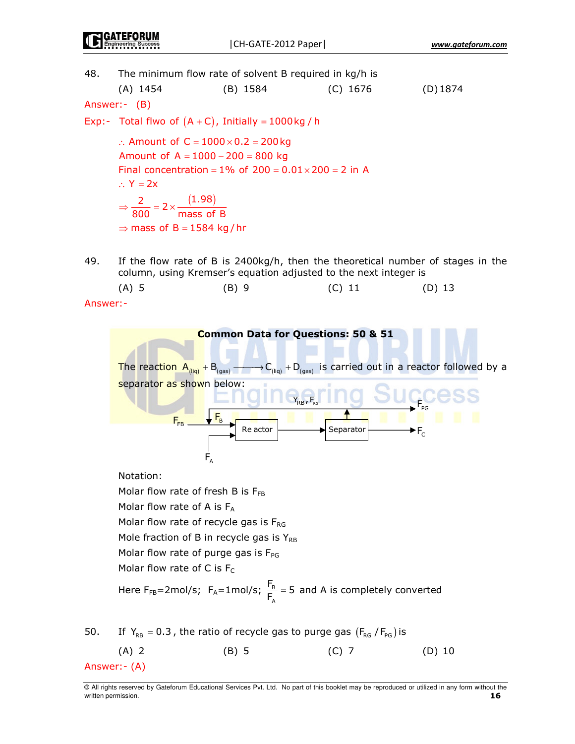48. The minimum flow rate of solvent B required in kg/h is

(A) 1454 (B) 1584 (C) 1676 (D) 1874

Answer:- (B)

Exp:- Total flwo of $(A+C)$, Initially $= 1000\,kg/h$

$\therefore$ Amount of $C = 1000 \times 0.2 = 200\,kg$

Amount of $A = 1000 - 200 = 800$ kg

Final concentration $= 1\%$ of $200 = 0.01 \times 200 = 2$ in A

$\therefore Y = 2x$

$$\Rightarrow \frac{2}{800} = 2 \times \frac{(1.98)}{\text{mass of B}}$$

$\Rightarrow$ mass of $B = 1584\,kg/hr$

49. If the flow rate of B is 2400kg/h, then the theoretical number of stages in the column, using Kremser's equation adjusted to the next integer is

(A) 5 (B) 9 (C) 11 (D) 13

Answer:-

**Common Data for Questions: 50 & 51**

The reaction $A_{(liq)} + B_{(gas)} \longrightarrow C_{(liq)} + D_{(gas)}$ is carried out in a reactor followed by a separator as shown below:

Notation:

Molar flow rate of fresh B is $F_{FB}$

Molar flow rate of A is $F_A$

Molar flow rate of recycle gas is $F_{RG}$

Mole fraction of B in recycle gas is $Y_{RB}$

Molar flow rate of purge gas is $F_{PG}$

Molar flow rate of C is $F_C$

Here $F_{FB}$=2mol/s; $F_A$=1mol/s; $\frac{F_B}{F_A} = 5$ and A is completely converted

50. If $Y_{RB} = 0.3$, the ratio of recycle gas to purge gas $(F_{RG}/F_{PG})$ is

(A) 2 (B) 5 (C) 7 (D) 10

Answer:- (A)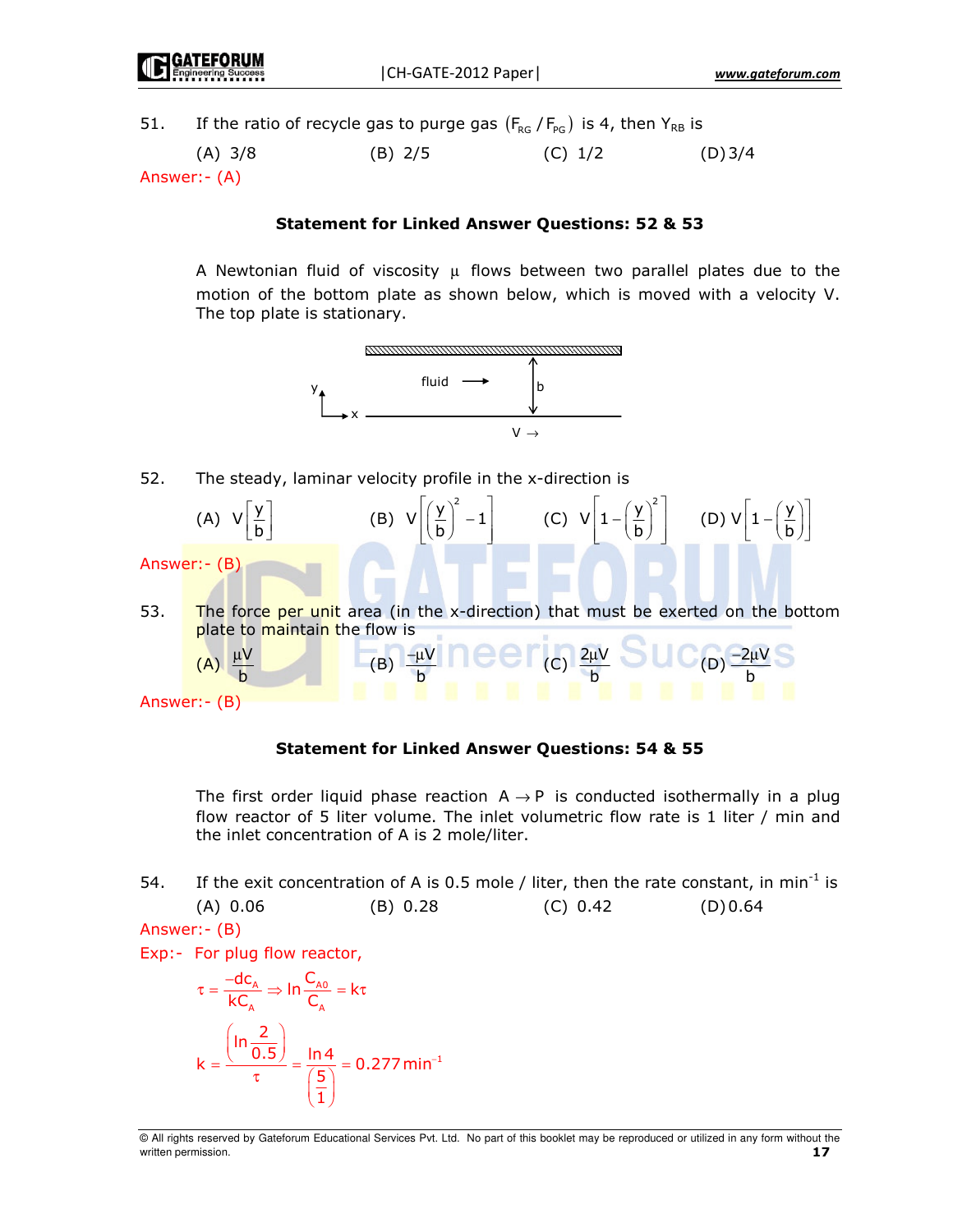51. If the ratio of recycle gas to purge gas $(F_{RG} / F_{PG})$ is 4, then $Y_{RB}$ is

(A) 3/8 (B) 2/5 (C) 1/2 (D) 3/4

Answer:- (A)

**Statement for Linked Answer Questions: 52 & 53**

A Newtonian fluid of viscosity $\mu$ flows between two parallel plates due to the motion of the bottom plate as shown below, which is moved with a velocity V. The top plate is stationary.

fluid →

b

V →

52. The steady, laminar velocity profile in the x-direction is

(A) $V\left[\frac{y}{b}\right]$ (B) $V\left[\left(\frac{y}{b}\right)^2 - 1\right]$ (C) $V\left[1 - \left(\frac{y}{b}\right)^2\right]$ (D) $V\left[1 - \left(\frac{y}{b}\right)\right]$

Answer:- (B)

53. The force per unit area (in the x-direction) that must be exerted on the bottom plate to maintain the flow is

(A) $\frac{\mu V}{b}$ (B) $\frac{-\mu V}{b}$ (C) $\frac{2\mu V}{b}$ (D) $\frac{-2\mu V}{b}$

Answer:- (B)

**Statement for Linked Answer Questions: 54 & 55**

The first order liquid phase reaction $A \rightarrow P$ is conducted isothermally in a plug flow reactor of 5 liter volume. The inlet volumetric flow rate is 1 liter / min and the inlet concentration of A is 2 mole/liter.

54. If the exit concentration of A is 0.5 mole / liter, then the rate constant, in $\text{min}^{-1}$ is

(A) 0.06 (B) 0.28 (C) 0.42 (D) 0.64

Answer:- (B)

Exp:- For plug flow reactor,

$$\tau = \frac{-dc_A}{kC_A} \Rightarrow \ln\frac{C_{A0}}{C_A} = k\tau$$

$$k = \frac{\left(\ln\frac{2}{0.5}\right)}{\tau} = \frac{\ln 4}{\left(\frac{5}{1}\right)} = 0.277\,\text{min}^{-1}$$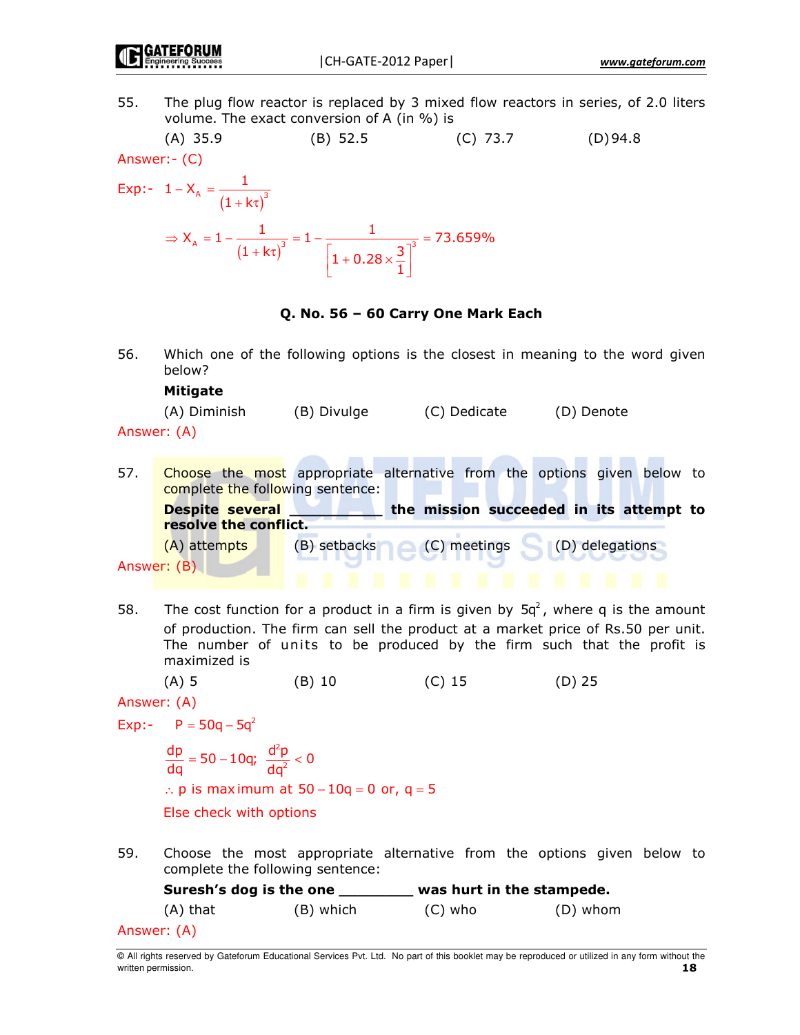55. The plug flow reactor is replaced by 3 mixed flow reactors in series, of 2.0 liters volume. The exact conversion of A (in %) is

(A) 35.9 (B) 52.5 (C) 73.7 (D) 94.8

Answer:- (C)

Exp:- $1 - X_A = \dfrac{1}{(1+k\tau)^3}$

$$\Rightarrow X_A = 1 - \frac{1}{(1+k\tau)^3} = 1 - \frac{1}{\left[1 + 0.28 \times \frac{3}{1}\right]^3} = 73.659\%$$

**Q. No. 56 – 60 Carry One Mark Each**

56. Which one of the following options is the closest in meaning to the word given below?

**Mitigate**

(A) Diminish (B) Divulge (C) Dedicate (D) Denote

Answer: (A)

57. Choose the most appropriate alternative from the options given below to complete the following sentence:

**Despite several __________ the mission succeeded in its attempt to resolve the conflict.**

(A) attempts (B) setbacks (C) meetings (D) delegations

Answer: (B)

58. The cost function for a product in a firm is given by $5q^2$, where q is the amount of production. The firm can sell the product at a market price of Rs.50 per unit. The number of units to be produced by the firm such that the profit is maximized is

(A) 5 (B) 10 (C) 15 (D) 25

Answer: (A)

Exp:- $P = 50q - 5q^2$

$\dfrac{dp}{dq} = 50 - 10q; \quad \dfrac{d^2p}{dq^2} < 0$

$\therefore$ p is maximum at $50 - 10q = 0$ or, $q = 5$

Else check with options

59. Choose the most appropriate alternative from the options given below to complete the following sentence:

**Suresh's dog is the one _________ was hurt in the stampede.**

(A) that (B) which (C) who (D) whom

Answer: (A)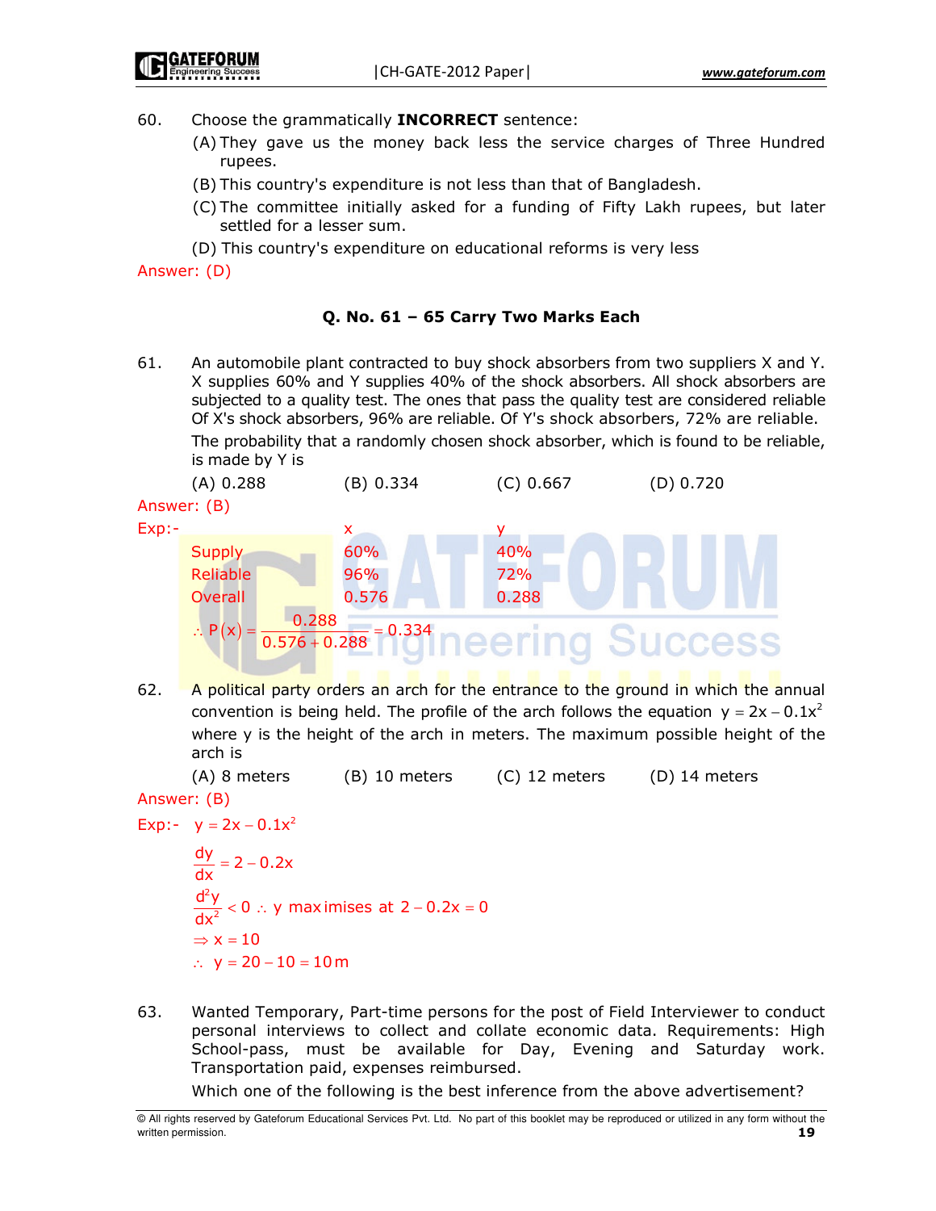60. Choose the grammatically **INCORRECT** sentence:

(A) They gave us the money back less the service charges of Three Hundred rupees.

(B) This country's expenditure is not less than that of Bangladesh.

(C) The committee initially asked for a funding of Fifty Lakh rupees, but later settled for a lesser sum.

(D) This country's expenditure on educational reforms is very less

Answer: (D)

### Q. No. 61 – 65 Carry Two Marks Each

61. An automobile plant contracted to buy shock absorbers from two suppliers X and Y. X supplies 60% and Y supplies 40% of the shock absorbers. All shock absorbers are subjected to a quality test. The ones that pass the quality test are considered reliable Of X's shock absorbers, 96% are reliable. Of Y's shock absorbers, 72% are reliable.

The probability that a randomly chosen shock absorber, which is found to be reliable, is made by Y is

(A) 0.288 (B) 0.334 (C) 0.667 (D) 0.720

Answer: (B)

Exp:-

| | x | y |
|---|---|---|
| Supply | 60% | 40% |
| Reliable | 96% | 72% |
| Overall | 0.576 | 0.288 |

$$\therefore P(x) = \frac{0.288}{0.576 + 0.288} = 0.334$$

62. A political party orders an arch for the entrance to the ground in which the annual convention is being held. The profile of the arch follows the equation $y = 2x - 0.1x^2$ where y is the height of the arch in meters. The maximum possible height of the arch is

(A) 8 meters (B) 10 meters (C) 12 meters (D) 14 meters

Answer: (B)

Exp:- $y = 2x - 0.1x^2$

$$\frac{dy}{dx} = 2 - 0.2x$$

$$\frac{d^2y}{dx^2} < 0 \therefore y \text{ maximises at } 2 - 0.2x = 0$$

$$\Rightarrow x = 10$$

$$\therefore y = 20 - 10 = 10\,m$$

63. Wanted Temporary, Part-time persons for the post of Field Interviewer to conduct personal interviews to collect and collate economic data. Requirements: High School-pass, must be available for Day, Evening and Saturday work. Transportation paid, expenses reimbursed.

Which one of the following is the best inference from the above advertisement?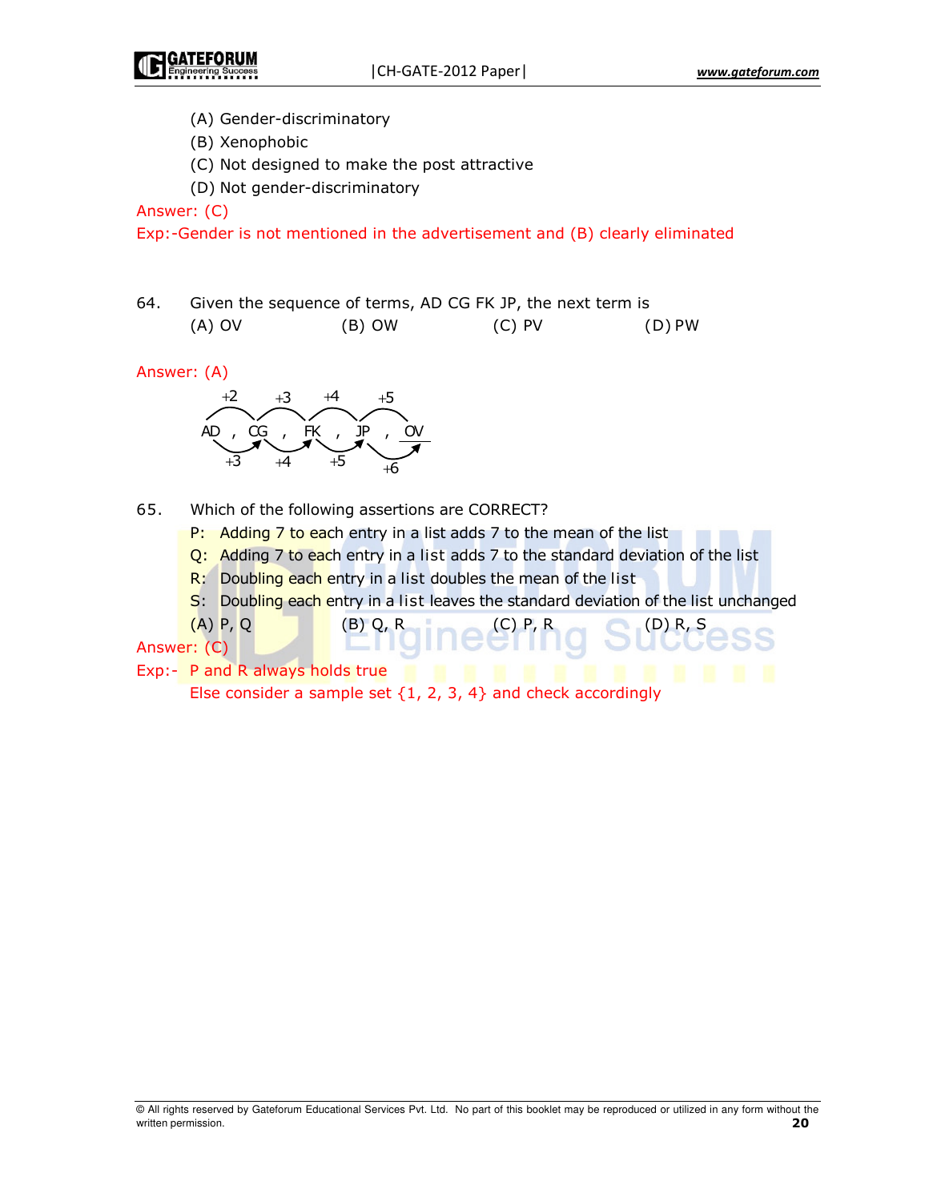(A) Gender-discriminatory

(B) Xenophobic

(C) Not designed to make the post attractive

(D) Not gender-discriminatory

Answer: (C)

Exp:-Gender is not mentioned in the advertisement and (B) clearly eliminated

64. Given the sequence of terms, AD CG FK JP, the next term is

(A) OV (B) OW (C) PV (D) PW

Answer: (A)

+2 +3 +4 +5

AD , CG , FK , JP , OV

+3 +4 +5 +6

65. Which of the following assertions are CORRECT?

P: Adding 7 to each entry in a list adds 7 to the mean of the list

Q: Adding 7 to each entry in a list adds 7 to the standard deviation of the list

R: Doubling each entry in a list doubles the mean of the list

S: Doubling each entry in a list leaves the standard deviation of the list unchanged

(A) P, Q (B) Q, R (C) P, R (D) R, S

Answer: (C)

Exp:- P and R always holds true

Else consider a sample set {1, 2, 3, 4} and check accordingly